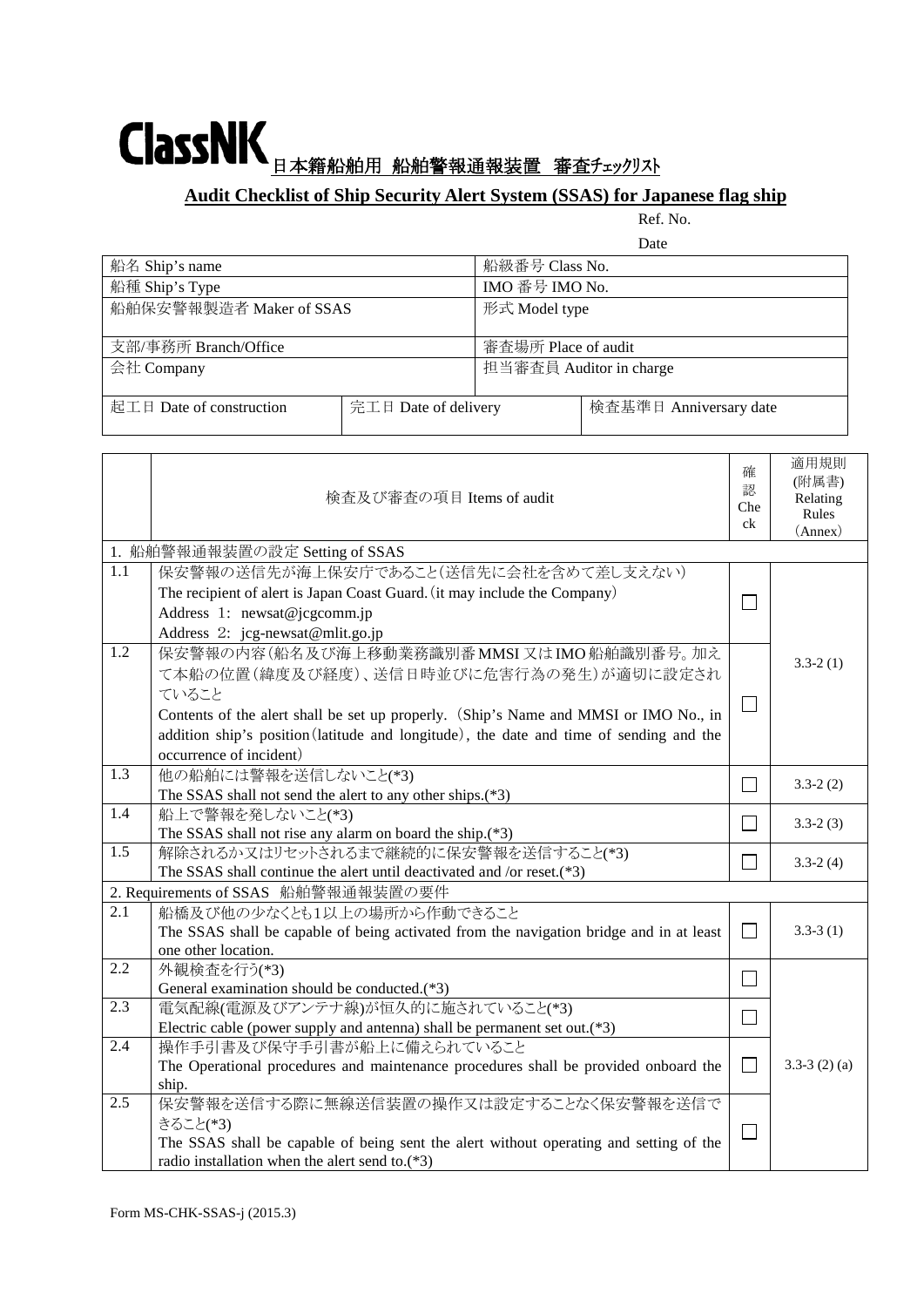# ClassNK 日本籍船舶用 船舶警報通報装置 審査ﾁｪｯｸﾘｽﾄ

## Audit Checklist of Ship Security Alert System (SSAS) for Japanese flag ship

Ref. No.

Date

| 船名 Ship's name | | 船級番号 Class No. | |
|---|---|---|---|
| 船種 Ship's Type | | IMO 番号 IMO No. | |
| 船舶保安警報製造者 Maker of SSAS | | 形式 Model type | |
| 支部/事務所 Branch/Office | | 審査場所 Place of audit | |
| 会社 Company | | 担当審査員 Auditor in charge | |
| 起工日 Date of construction | 完工日 Date of delivery | | 検査基準日 Anniversary date |

| | 検査及び審査の項目 Items of audit | 確認 Check | 適用規則(附属書) Relating Rules (Annex) |
|---|---|---|---|
| 1. 船舶警報通報装置の設定 Setting of SSAS | | | |
| 1.1 | 保安警報の送信先が海上保安庁であること(送信先に会社を含めて差し支えない)<br>The recipient of alert is Japan Coast Guard.（it may include the Company）<br>Address 1: newsat@jcgcomm.jp<br>Address 2: jcg-newsat@mlit.go.jp | ☐ | 3.3-2 (1) |
| 1.2 | 保安警報の内容(船名及び海上移動業務識別番MMSI 又はIMO船舶識別番号。加えて本船の位置(緯度及び経度)、送信日時並びに危害行為の発生)が適切に設定されていること<br>Contents of the alert shall be set up properly. (Ship's Name and MMSI or IMO No., in addition ship's position（latitude and longitude）, the date and time of sending and the occurrence of incident) | ☐ | |
| 1.3 | 他の船舶には警報を送信しないこと(*3)<br>The SSAS shall not send the alert to any other ships.(*3) | ☐ | 3.3-2 (2) |
| 1.4 | 船上で警報を発しないこと(*3)<br>The SSAS shall not rise any alarm on board the ship.(*3) | ☐ | 3.3-2 (3) |
| 1.5 | 解除されるか又はリセットされるまで継続的に保安警報を送信すること(*3)<br>The SSAS shall continue the alert until deactivated and /or reset.(*3) | ☐ | 3.3-2 (4) |
| 2. Requirements of SSAS 船舶警報通報装置の要件 | | | |
| 2.1 | 船橋及び他の少なくとも1以上の場所から作動できること<br>The SSAS shall be capable of being activated from the navigation bridge and in at least one other location. | ☐ | 3.3-3 (1) |
| 2.2 | 外観検査を行う(*3)<br>General examination should be conducted.(*3) | ☐ | 3.3-3 (2) (a) |
| 2.3 | 電気配線(電源及びアンテナ線)が恒久的に施されていること(*3)<br>Electric cable (power supply and antenna) shall be permanent set out.(*3) | ☐ | |
| 2.4 | 操作手引書及び保守手引書が船上に備えられていること<br>The Operational procedures and maintenance procedures shall be provided onboard the ship. | ☐ | |
| 2.5 | 保安警報を送信する際に無線送信装置の操作又は設定することなく保安警報を送信できること(*3)<br>The SSAS shall be capable of being sent the alert without operating and setting of the radio installation when the alert send to.(*3) | ☐ | |

Form MS-CHK-SSAS-j (2015.3)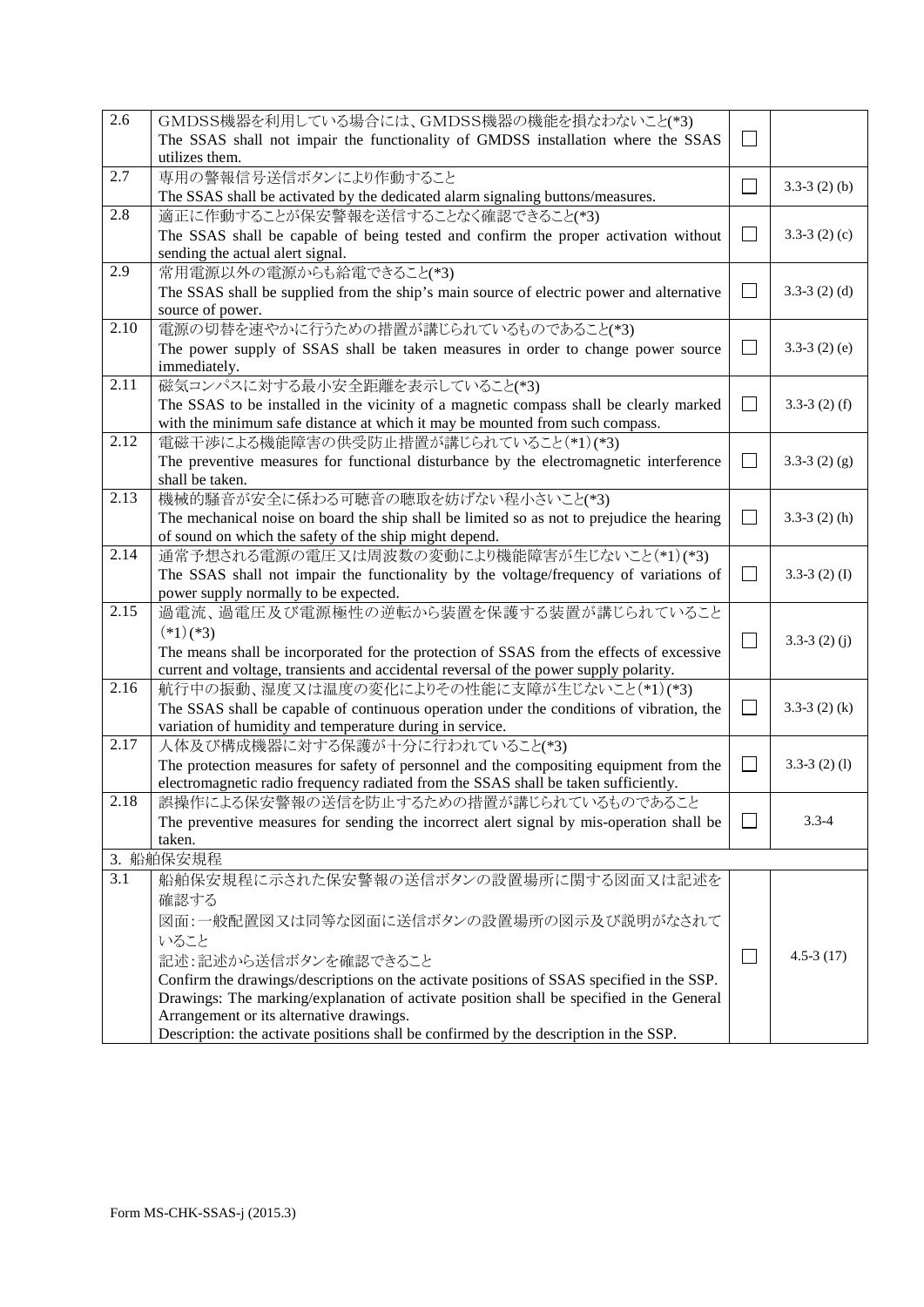| | | | |
|---|---|---|---|
| 2.6 | GMDSS機器を利用している場合には、GMDSS機器の機能を損なわないこと(*3)<br>The SSAS shall not impair the functionality of GMDSS installation where the SSAS utilizes them. | ☐ | |
| 2.7 | 専用の警報信号送信ボタンにより作動すること<br>The SSAS shall be activated by the dedicated alarm signaling buttons/measures. | ☐ | 3.3-3 (2) (b) |
| 2.8 | 適正に作動することが保安警報を送信することなく確認できること(*3)<br>The SSAS shall be capable of being tested and confirm the proper activation without sending the actual alert signal. | ☐ | 3.3-3 (2) (c) |
| 2.9 | 常用電源以外の電源からも給電できること(*3)<br>The SSAS shall be supplied from the ship's main source of electric power and alternative source of power. | ☐ | 3.3-3 (2) (d) |
| 2.10 | 電源の切替を速やかに行うための措置が講じられているものであること(*3)<br>The power supply of SSAS shall be taken measures in order to change power source immediately. | ☐ | 3.3-3 (2) (e) |
| 2.11 | 磁気コンパスに対する最小安全距離を表示していること(*3)<br>The SSAS to be installed in the vicinity of a magnetic compass shall be clearly marked with the minimum safe distance at which it may be mounted from such compass. | ☐ | 3.3-3 (2) (f) |
| 2.12 | 電磁干渉による機能障害の供受防止措置が講じられていること(*1)(*3)<br>The preventive measures for functional disturbance by the electromagnetic interference shall be taken. | ☐ | 3.3-3 (2) (g) |
| 2.13 | 機械的騒音が安全に係わる可聴音の聴取を妨げない程小さいこと(*3)<br>The mechanical noise on board the ship shall be limited so as not to prejudice the hearing of sound on which the safety of the ship might depend. | ☐ | 3.3-3 (2) (h) |
| 2.14 | 通常予想される電源の電圧又は周波数の変動により機能障害が生じないこと(*1)(*3)<br>The SSAS shall not impair the functionality by the voltage/frequency of variations of power supply normally to be expected. | ☐ | 3.3-3 (2) (I) |
| 2.15 | 過電流、過電圧及び電源極性の逆転から装置を保護する装置が講じられていること(*1)(*3)<br>The means shall be incorporated for the protection of SSAS from the effects of excessive current and voltage, transients and accidental reversal of the power supply polarity. | ☐ | 3.3-3 (2) (j) |
| 2.16 | 航行中の振動、湿度又は温度の変化によりその性能に支障が生じないこと(*1)(*3)<br>The SSAS shall be capable of continuous operation under the conditions of vibration, the variation of humidity and temperature during in service. | ☐ | 3.3-3 (2) (k) |
| 2.17 | 人体及び構成機器に対する保護が十分に行われていること(*3)<br>The protection measures for safety of personnel and the compositing equipment from the electromagnetic radio frequency radiated from the SSAS shall be taken sufficiently. | ☐ | 3.3-3 (2) (l) |
| 2.18 | 誤操作による保安警報の送信を防止するための措置が講じられているものであること<br>The preventive measures for sending the incorrect alert signal by mis-operation shall be taken. | ☐ | 3.3-4 |
| 3. 船舶保安規程 | | | |
| 3.1 | 船舶保安規程に示された保安警報の送信ボタンの設置場所に関する図面又は記述を確認する<br>図面：一般配置図又は同等な図面に送信ボタンの設置場所の図示及び説明がなされていること<br>記述：記述から送信ボタンを確認できること<br>Confirm the drawings/descriptions on the activate positions of SSAS specified in the SSP.<br>Drawings: The marking/explanation of activate position shall be specified in the General Arrangement or its alternative drawings.<br>Description: the activate positions shall be confirmed by the description in the SSP. | ☐ | 4.5-3 (17) |

Form MS-CHK-SSAS-j (2015.3)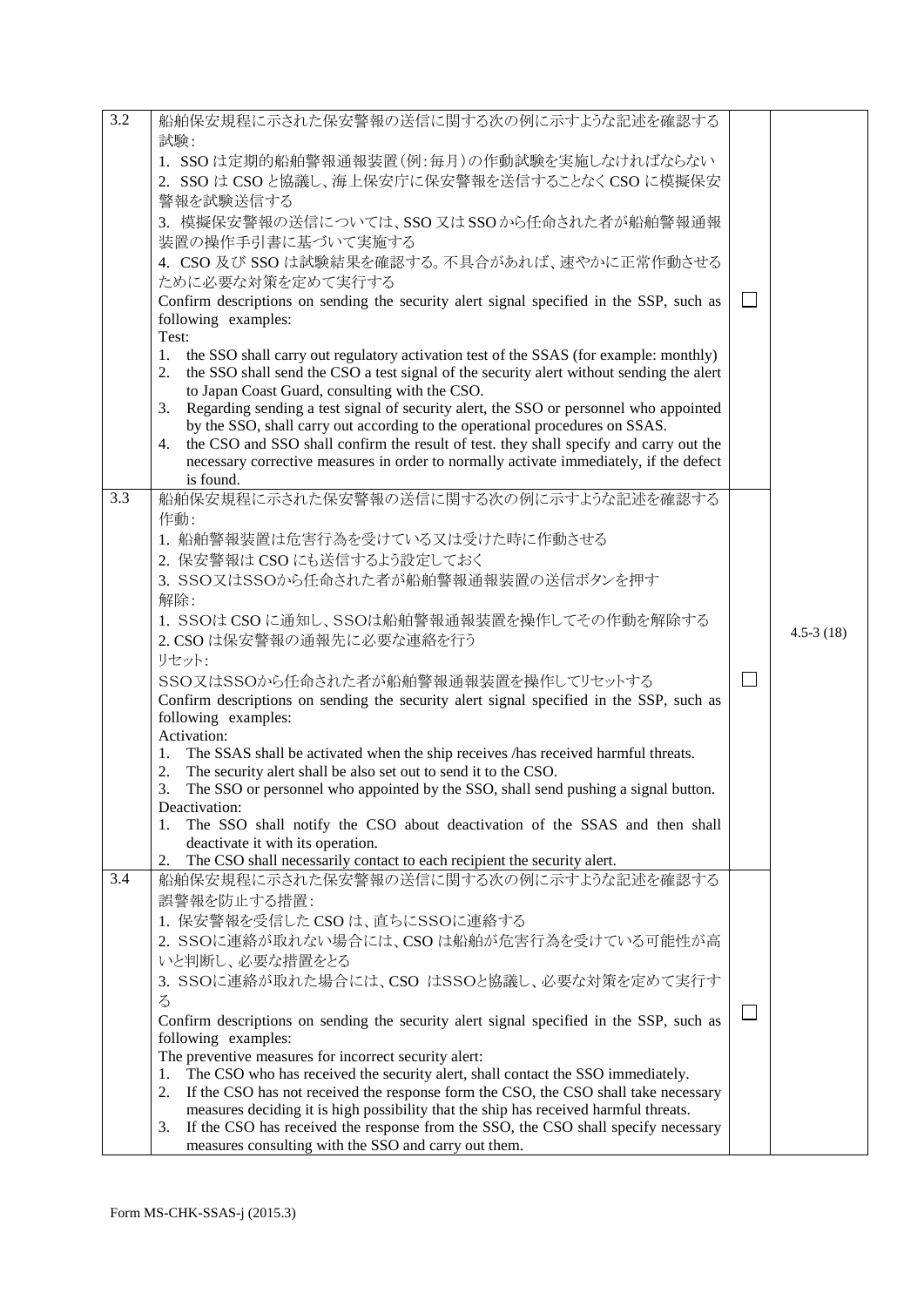| 3.2 | 船舶保安規程に示された保安警報の送信に関する次の例に示すような記述を確認する<br>試験:<br>1. SSO は定期的船舶警報通報装置(例:毎月)の作動試験を実施しなければならない<br>2. SSO は CSO と協議し、海上保安庁に保安警報を送信することなく CSO に模擬保安警報を試験送信する<br>3. 模擬保安警報の送信については、SSO 又は SSO から任命された者が船舶警報通報装置の操作手引書に基づいて実施する<br>4. CSO 及び SSO は試験結果を確認する。不具合があれば、速やかに正常作動させるために必要な対策を定めて実行する<br>Confirm descriptions on sending the security alert signal specified in the SSP, such as following examples:<br>Test:<br>1. the SSO shall carry out regulatory activation test of the SSAS (for example: monthly)<br>2. the SSO shall send the CSO a test signal of the security alert without sending the alert to Japan Coast Guard, consulting with the CSO.<br>3. Regarding sending a test signal of security alert, the SSO or personnel who appointed by the SSO, shall carry out according to the operational procedures on SSAS.<br>4. the CSO and SSO shall confirm the result of test. they shall specify and carry out the necessary corrective measures in order to normally activate immediately, if the defect is found. | ☐ | 4.5-3 (18) |
|---|---|---|---|
| 3.3 | 船舶保安規程に示された保安警報の送信に関する次の例に示すような記述を確認する<br>作動:<br>1. 船舶警報装置は危害行為を受けている又は受けた時に作動させる<br>2. 保安警報は CSO にも送信するよう設定しておく<br>3. SSO又はSSOから任命された者が船舶警報通報装置の送信ボタンを押す<br>解除:<br>1. SSOは CSO に通知し、SSOは船舶警報通報装置を操作してその作動を解除する<br>2. CSO は保安警報の通報先に必要な連絡を行う<br>リセット:<br>SSO又はSSOから任命された者が船舶警報通報装置を操作してリセットする<br>Confirm descriptions on sending the security alert signal specified in the SSP, such as following examples:<br>Activation:<br>1. The SSAS shall be activated when the ship receives /has received harmful threats.<br>2. The security alert shall be also set out to send it to the CSO.<br>3. The SSO or personnel who appointed by the SSO, shall send pushing a signal button.<br>Deactivation:<br>1. The SSO shall notify the CSO about deactivation of the SSAS and then shall deactivate it with its operation.<br>2. The CSO shall necessarily contact to each recipient the security alert. | ☐ | |
| 3.4 | 船舶保安規程に示された保安警報の送信に関する次の例に示すような記述を確認する<br>誤警報を防止する措置:<br>1. 保安警報を受信した CSO は、直ちにSSOに連絡する<br>2. SSOに連絡が取れない場合には、CSO は船舶が危害行為を受けている可能性が高いと判断し、必要な措置をとる<br>3. SSOに連絡が取れた場合には、CSO はSSOと協議し、必要な対策を定めて実行する<br>Confirm descriptions on sending the security alert signal specified in the SSP, such as following examples:<br>The preventive measures for incorrect security alert:<br>1. The CSO who has received the security alert, shall contact the SSO immediately.<br>2. If the CSO has not received the response form the CSO, the CSO shall take necessary measures deciding it is high possibility that the ship has received harmful threats.<br>3. If the CSO has received the response from the SSO, the CSO shall specify necessary measures consulting with the SSO and carry out them. | ☐ | |

Form MS-CHK-SSAS-j (2015.3)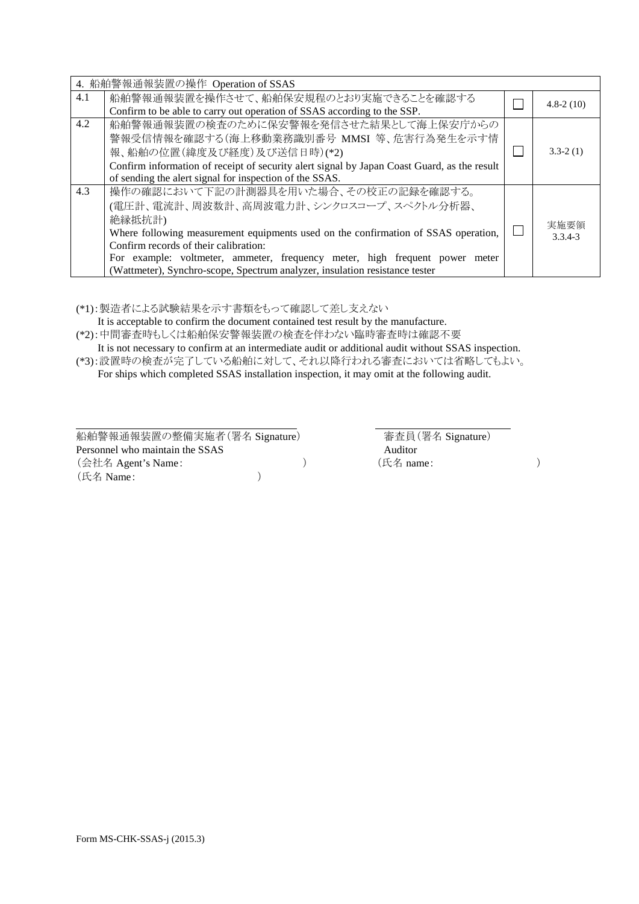| 4. 船舶警報通報装置の操作 Operation of SSAS | | | |
|---|---|---|---|
| 4.1 | 船舶警報通報装置を操作させて、船舶保安規程のとおり実施できることを確認する<br>Confirm to be able to carry out operation of SSAS according to the SSP. | ☐ | 4.8-2 (10) |
| 4.2 | 船舶警報通報装置の検査のために保安警報を発信させた結果として海上保安庁からの警報受信情報を確認する(海上移動業務識別番号 MMSI 等、危害行為発生を示す情報、船舶の位置(緯度及び経度)及び送信日時)(*2)<br>Confirm information of receipt of security alert signal by Japan Coast Guard, as the result of sending the alert signal for inspection of the SSAS. | ☐ | 3.3-2 (1) |
| 4.3 | 操作の確認において下記の計測器具を用いた場合、その校正の記録を確認する。<br>(電圧計、電流計、周波数計、高周波電力計、シンクロスコープ、スペクトル分析器、絶縁抵抗計)<br>Where following measurement equipments used on the confirmation of SSAS operation, Confirm records of their calibration:<br>For example: voltmeter, ammeter, frequency meter, high frequent power meter (Wattmeter), Synchro-scope, Spectrum analyzer, insulation resistance tester | ☐ | 実施要領<br>3.3.4-3 |

(*1):製造者による試験結果を示す書類をもって確認して差し支えない
It is acceptable to confirm the document contained test result by the manufacture.

(*2):中間審査時もしくは船舶保安警報装置の検査を伴わない臨時審査時は確認不要
It is not necessary to confirm at an intermediate audit or additional audit without SSAS inspection.

(*3):設置時の検査が完了している船舶に対して、それ以降行われる審査においては省略してもよい。
For ships which completed SSAS installation inspection, it may omit at the following audit.

______________________________
船舶警報通報装置の整備実施者(署名 Signature)
Personnel who maintain the SSAS
(会社名 Agent's Name:　　　　　　　　　　)
(氏名 Name:　　　　　　　　　)

______________________________
審査員(署名 Signature)
Auditor
(氏名 name:　　　　　　　　　　)

Form MS-CHK-SSAS-j (2015.3)